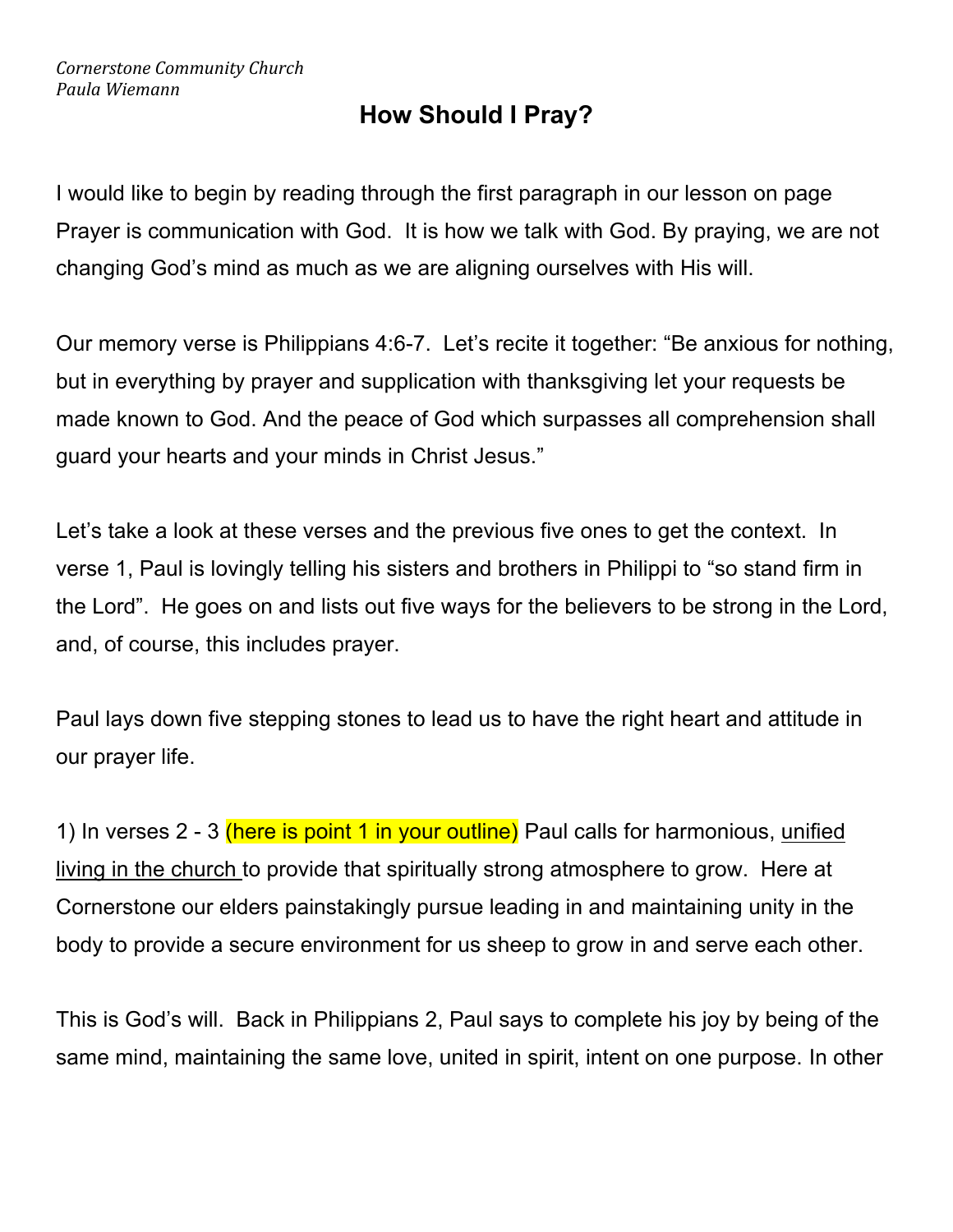*Cornerstone Community Church*  
*Paula Wiemann*

# How Should I Pray?

I would like to begin by reading through the first paragraph in our lesson on page Prayer is communication with God. It is how we talk with God. By praying, we are not changing God's mind as much as we are aligning ourselves with His will.

Our memory verse is Philippians 4:6-7. Let's recite it together: "Be anxious for nothing, but in everything by prayer and supplication with thanksgiving let your requests be made known to God. And the peace of God which surpasses all comprehension shall guard your hearts and your minds in Christ Jesus."

Let's take a look at these verses and the previous five ones to get the context. In verse 1, Paul is lovingly telling his sisters and brothers in Philippi to "so stand firm in the Lord". He goes on and lists out five ways for the believers to be strong in the Lord, and, of course, this includes prayer.

Paul lays down five stepping stones to lead us to have the right heart and attitude in our prayer life.

1) In verses 2 - 3 (here is point 1 in your outline) Paul calls for harmonious, <u>unified living in the church</u> to provide that spiritually strong atmosphere to grow. Here at Cornerstone our elders painstakingly pursue leading in and maintaining unity in the body to provide a secure environment for us sheep to grow in and serve each other.

This is God's will. Back in Philippians 2, Paul says to complete his joy by being of the same mind, maintaining the same love, united in spirit, intent on one purpose. In other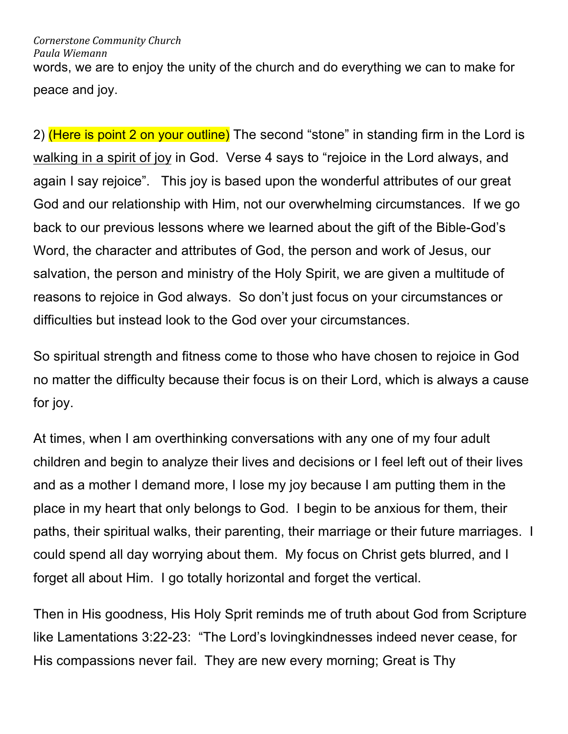words, we are to enjoy the unity of the church and do everything we can to make for peace and joy.

2) (Here is point 2 on your outline) The second "stone" in standing firm in the Lord is <u>walking in a spirit of joy</u> in God. Verse 4 says to "rejoice in the Lord always, and again I say rejoice". This joy is based upon the wonderful attributes of our great God and our relationship with Him, not our overwhelming circumstances. If we go back to our previous lessons where we learned about the gift of the Bible-God's Word, the character and attributes of God, the person and work of Jesus, our salvation, the person and ministry of the Holy Spirit, we are given a multitude of reasons to rejoice in God always. So don't just focus on your circumstances or difficulties but instead look to the God over your circumstances.

So spiritual strength and fitness come to those who have chosen to rejoice in God no matter the difficulty because their focus is on their Lord, which is always a cause for joy.

At times, when I am overthinking conversations with any one of my four adult children and begin to analyze their lives and decisions or I feel left out of their lives and as a mother I demand more, I lose my joy because I am putting them in the place in my heart that only belongs to God. I begin to be anxious for them, their paths, their spiritual walks, their parenting, their marriage or their future marriages. I could spend all day worrying about them. My focus on Christ gets blurred, and I forget all about Him. I go totally horizontal and forget the vertical.

Then in His goodness, His Holy Sprit reminds me of truth about God from Scripture like Lamentations 3:22-23: "The Lord's lovingkindnesses indeed never cease, for His compassions never fail. They are new every morning; Great is Thy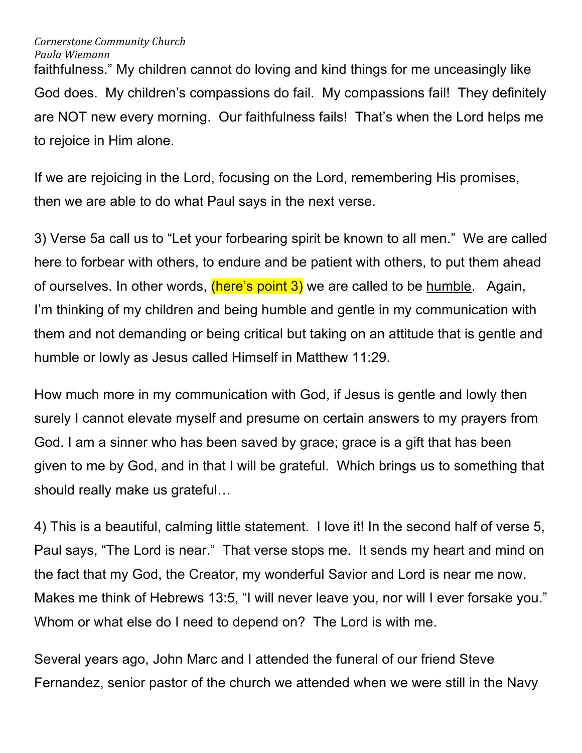faithfulness." My children cannot do loving and kind things for me unceasingly like God does. My children's compassions do fail. My compassions fail! They definitely are NOT new every morning. Our faithfulness fails! That's when the Lord helps me to rejoice in Him alone.

If we are rejoicing in the Lord, focusing on the Lord, remembering His promises, then we are able to do what Paul says in the next verse.

3) Verse 5a call us to "Let your forbearing spirit be known to all men." We are called here to forbear with others, to endure and be patient with others, to put them ahead of ourselves. In other words, (here's point 3) we are called to be humble. Again, I'm thinking of my children and being humble and gentle in my communication with them and not demanding or being critical but taking on an attitude that is gentle and humble or lowly as Jesus called Himself in Matthew 11:29.

How much more in my communication with God, if Jesus is gentle and lowly then surely I cannot elevate myself and presume on certain answers to my prayers from God. I am a sinner who has been saved by grace; grace is a gift that has been given to me by God, and in that I will be grateful. Which brings us to something that should really make us grateful…

4) This is a beautiful, calming little statement. I love it! In the second half of verse 5, Paul says, "The Lord is near." That verse stops me. It sends my heart and mind on the fact that my God, the Creator, my wonderful Savior and Lord is near me now. Makes me think of Hebrews 13:5, "I will never leave you, nor will I ever forsake you." Whom or what else do I need to depend on? The Lord is with me.

Several years ago, John Marc and I attended the funeral of our friend Steve Fernandez, senior pastor of the church we attended when we were still in the Navy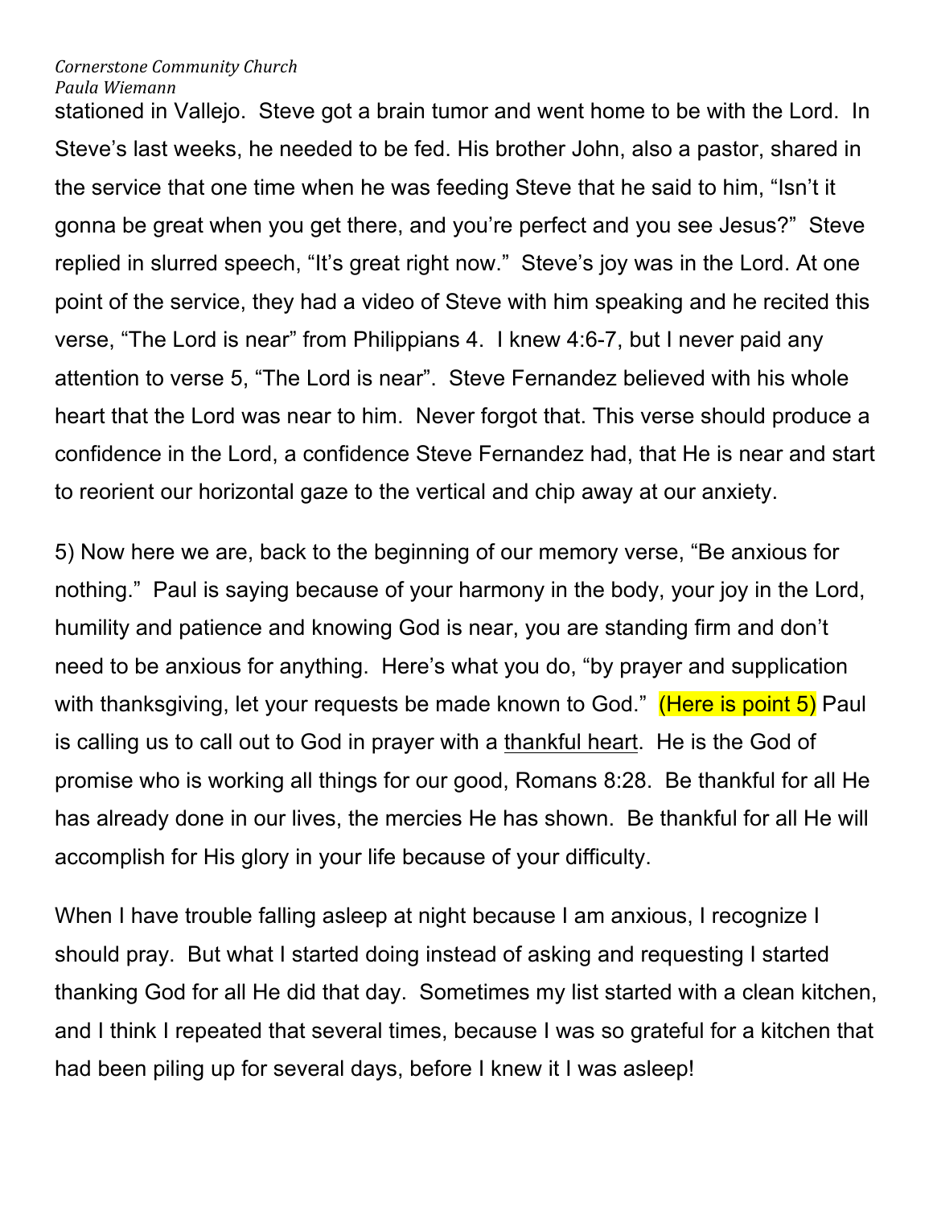stationed in Vallejo. Steve got a brain tumor and went home to be with the Lord. In Steve's last weeks, he needed to be fed. His brother John, also a pastor, shared in the service that one time when he was feeding Steve that he said to him, "Isn't it gonna be great when you get there, and you're perfect and you see Jesus?" Steve replied in slurred speech, "It's great right now." Steve's joy was in the Lord. At one point of the service, they had a video of Steve with him speaking and he recited this verse, "The Lord is near" from Philippians 4. I knew 4:6-7, but I never paid any attention to verse 5, "The Lord is near". Steve Fernandez believed with his whole heart that the Lord was near to him. Never forgot that. This verse should produce a confidence in the Lord, a confidence Steve Fernandez had, that He is near and start to reorient our horizontal gaze to the vertical and chip away at our anxiety.

5) Now here we are, back to the beginning of our memory verse, "Be anxious for nothing." Paul is saying because of your harmony in the body, your joy in the Lord, humility and patience and knowing God is near, you are standing firm and don't need to be anxious for anything. Here's what you do, "by prayer and supplication with thanksgiving, let your requests be made known to God." (Here is point 5) Paul is calling us to call out to God in prayer with a <u>thankful heart</u>. He is the God of promise who is working all things for our good, Romans 8:28. Be thankful for all He has already done in our lives, the mercies He has shown. Be thankful for all He will accomplish for His glory in your life because of your difficulty.

When I have trouble falling asleep at night because I am anxious, I recognize I should pray. But what I started doing instead of asking and requesting I started thanking God for all He did that day. Sometimes my list started with a clean kitchen, and I think I repeated that several times, because I was so grateful for a kitchen that had been piling up for several days, before I knew it I was asleep!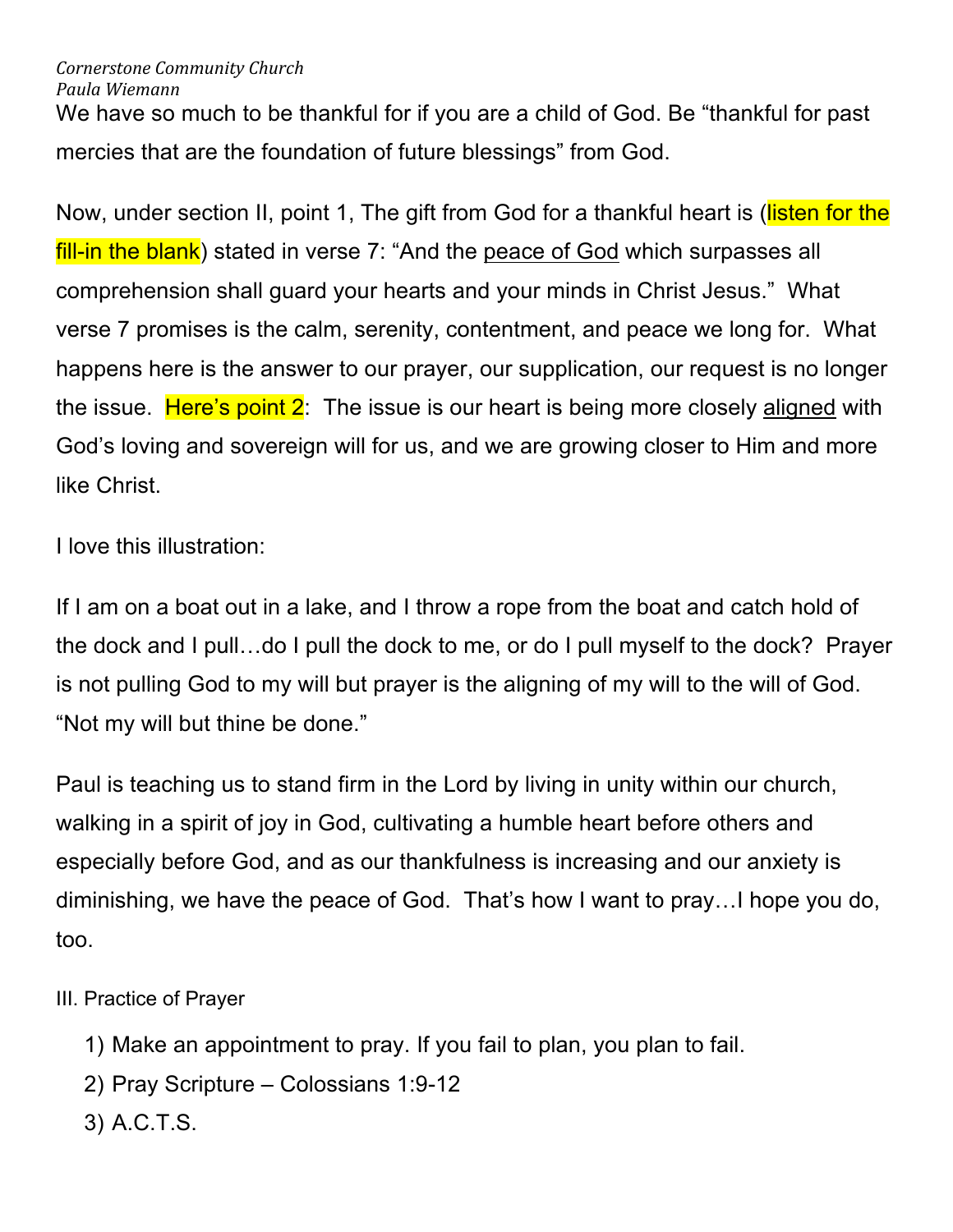We have so much to be thankful for if you are a child of God. Be "thankful for past mercies that are the foundation of future blessings" from God.

Now, under section II, point 1, The gift from God for a thankful heart is (listen for the fill-in the blank) stated in verse 7: "And the peace of God which surpasses all comprehension shall guard your hearts and your minds in Christ Jesus." What verse 7 promises is the calm, serenity, contentment, and peace we long for. What happens here is the answer to our prayer, our supplication, our request is no longer the issue. Here's point 2: The issue is our heart is being more closely aligned with God's loving and sovereign will for us, and we are growing closer to Him and more like Christ.

I love this illustration:

If I am on a boat out in a lake, and I throw a rope from the boat and catch hold of the dock and I pull…do I pull the dock to me, or do I pull myself to the dock? Prayer is not pulling God to my will but prayer is the aligning of my will to the will of God. "Not my will but thine be done."

Paul is teaching us to stand firm in the Lord by living in unity within our church, walking in a spirit of joy in God, cultivating a humble heart before others and especially before God, and as our thankfulness is increasing and our anxiety is diminishing, we have the peace of God. That's how I want to pray…I hope you do, too.

III. Practice of Prayer

1) Make an appointment to pray. If you fail to plan, you plan to fail.
2) Pray Scripture – Colossians 1:9-12
3) A.C.T.S.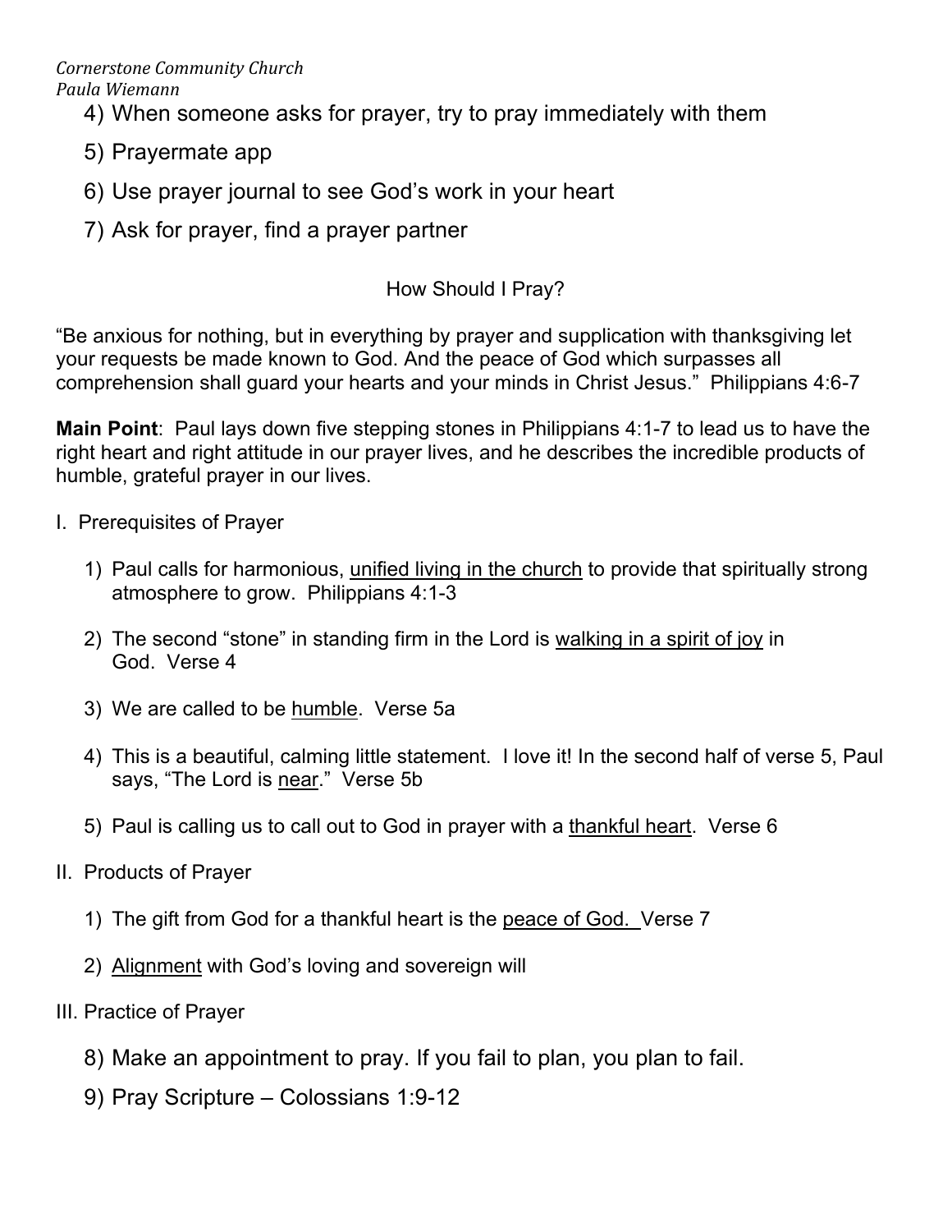4) When someone asks for prayer, try to pray immediately with them
5) Prayermate app
6) Use prayer journal to see God's work in your heart
7) Ask for prayer, find a prayer partner

## How Should I Pray?

"Be anxious for nothing, but in everything by prayer and supplication with thanksgiving let your requests be made known to God. And the peace of God which surpasses all comprehension shall guard your hearts and your minds in Christ Jesus." Philippians 4:6-7

**Main Point**: Paul lays down five stepping stones in Philippians 4:1-7 to lead us to have the right heart and right attitude in our prayer lives, and he describes the incredible products of humble, grateful prayer in our lives.

I. Prerequisites of Prayer

1) Paul calls for harmonious, <u>unified living in the church</u> to provide that spiritually strong atmosphere to grow. Philippians 4:1-3
2) The second "stone" in standing firm in the Lord is <u>walking in a spirit of joy</u> in God. Verse 4
3) We are called to be <u>humble</u>. Verse 5a
4) This is a beautiful, calming little statement. I love it! In the second half of verse 5, Paul says, "The Lord is <u>near</u>." Verse 5b
5) Paul is calling us to call out to God in prayer with a <u>thankful heart</u>. Verse 6

II. Products of Prayer

1) The gift from God for a thankful heart is the <u>peace of God.</u> Verse 7
2) <u>Alignment</u> with God's loving and sovereign will

III. Practice of Prayer

8) Make an appointment to pray. If you fail to plan, you plan to fail.
9) Pray Scripture – Colossians 1:9-12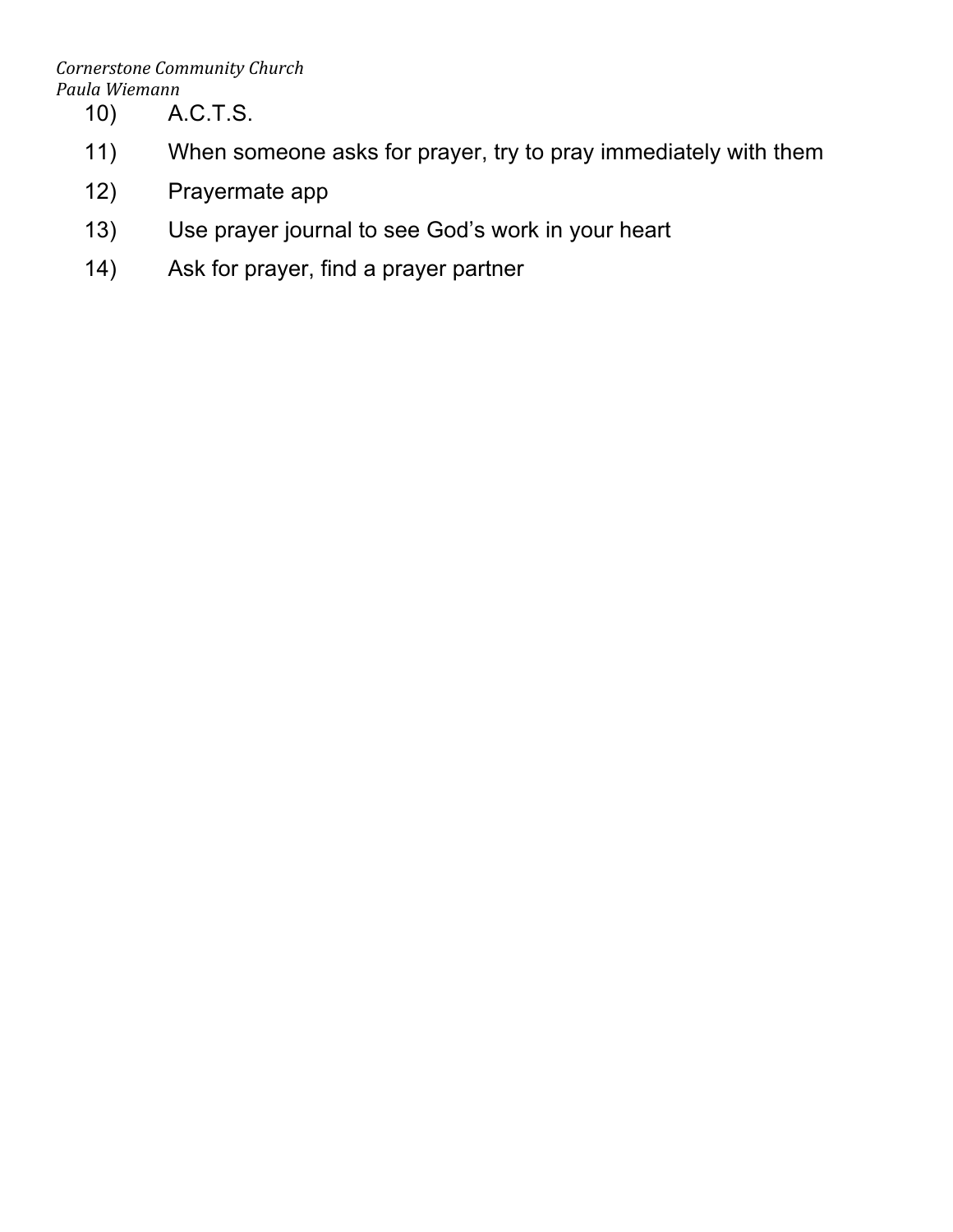10) A.C.T.S.

11) When someone asks for prayer, try to pray immediately with them

12) Prayermate app

13) Use prayer journal to see God's work in your heart

14) Ask for prayer, find a prayer partner